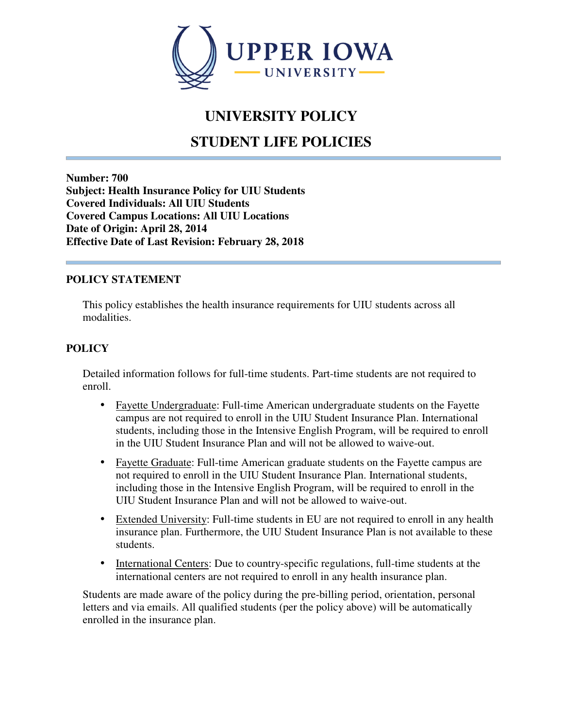# UNIVERSITY POLICY

## STUDENT LIFE POLICIES

**Number: 700**
**Subject: Health Insurance Policy for UIU Students**
**Covered Individuals: All UIU Students**
**Covered Campus Locations: All UIU Locations**
**Date of Origin: April 28, 2014**
**Effective Date of Last Revision: February 28, 2018**

### POLICY STATEMENT

This policy establishes the health insurance requirements for UIU students across all modalities.

### POLICY

Detailed information follows for full-time students. Part-time students are not required to enroll.

- Fayette Undergraduate: Full-time American undergraduate students on the Fayette campus are not required to enroll in the UIU Student Insurance Plan. International students, including those in the Intensive English Program, will be required to enroll in the UIU Student Insurance Plan and will not be allowed to waive-out.
- Fayette Graduate: Full-time American graduate students on the Fayette campus are not required to enroll in the UIU Student Insurance Plan. International students, including those in the Intensive English Program, will be required to enroll in the UIU Student Insurance Plan and will not be allowed to waive-out.
- Extended University: Full-time students in EU are not required to enroll in any health insurance plan. Furthermore, the UIU Student Insurance Plan is not available to these students.
- International Centers: Due to country-specific regulations, full-time students at the international centers are not required to enroll in any health insurance plan.

Students are made aware of the policy during the pre-billing period, orientation, personal letters and via emails. All qualified students (per the policy above) will be automatically enrolled in the insurance plan.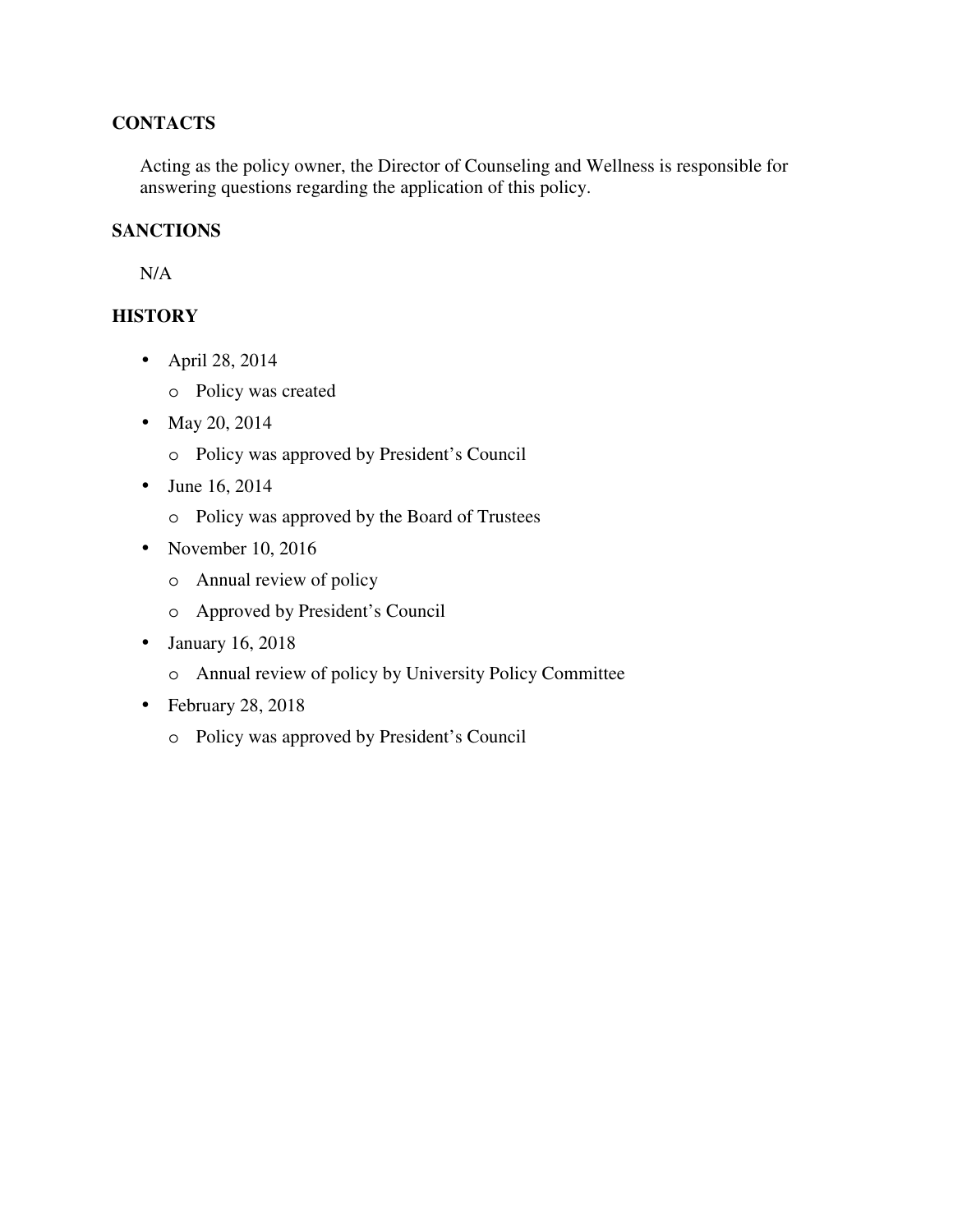## CONTACTS

Acting as the policy owner, the Director of Counseling and Wellness is responsible for answering questions regarding the application of this policy.

## SANCTIONS

N/A

## HISTORY

- April 28, 2014
  - Policy was created
- May 20, 2014
  - Policy was approved by President's Council
- June 16, 2014
  - Policy was approved by the Board of Trustees
- November 10, 2016
  - Annual review of policy
  - Approved by President's Council
- January 16, 2018
  - Annual review of policy by University Policy Committee
- February 28, 2018
  - Policy was approved by President's Council